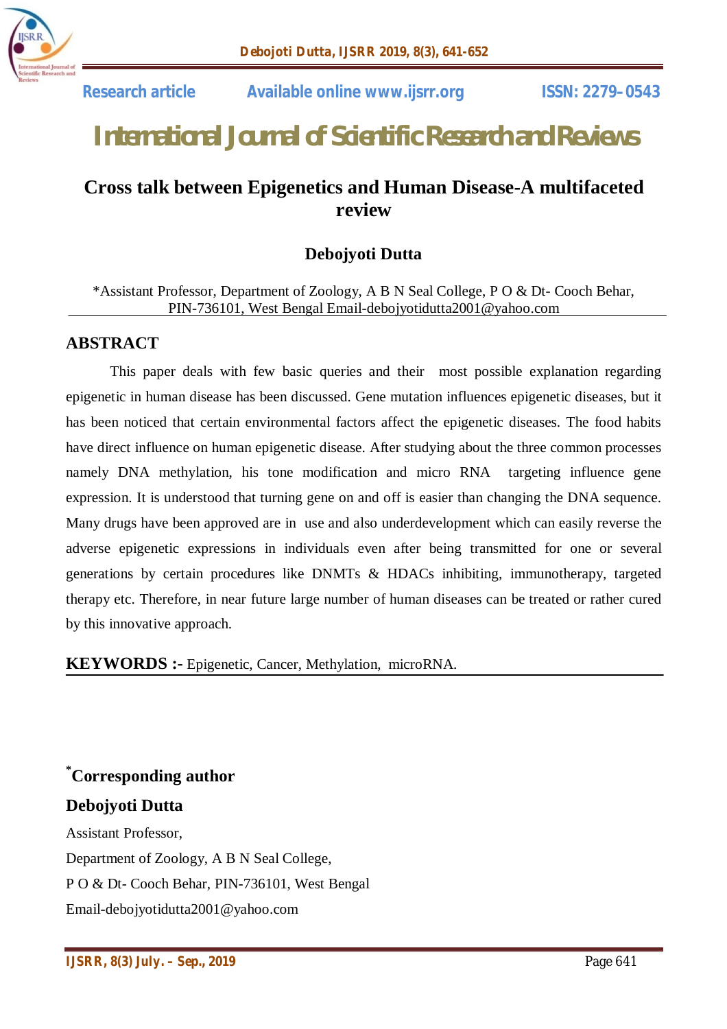Research article Available online www.ijsrr.org ISSN: 2279–0543

# International Journal of Scientific Research and Reviews

## Cross talk between Epigenetics and Human Disease-A multifaceted review

**Debojyoti Dutta**

*Assistant Professor, Department of Zoology, A B N Seal College, P O & Dt- Cooch Behar, PIN-736101, West Bengal Email-debojyotidutta2001@yahoo.com

## ABSTRACT

This paper deals with few basic queries and their most possible explanation regarding epigenetic in human disease has been discussed. Gene mutation influences epigenetic diseases, but it has been noticed that certain environmental factors affect the epigenetic diseases. The food habits have direct influence on human epigenetic disease. After studying about the three common processes namely DNA methylation, his tone modification and micro RNA targeting influence gene expression. It is understood that turning gene on and off is easier than changing the DNA sequence. Many drugs have been approved are in use and also underdevelopment which can easily reverse the adverse epigenetic expressions in individuals even after being transmitted for one or several generations by certain procedures like DNMTs & HDACs inhibiting, immunotherapy, targeted therapy etc. Therefore, in near future large number of human diseases can be treated or rather cured by this innovative approach.

**KEYWORDS :-** Epigenetic, Cancer, Methylation, microRNA.

**\*Corresponding author**

**Debojyoti Dutta**

Assistant Professor,

Department of Zoology, A B N Seal College,

P O & Dt- Cooch Behar, PIN-736101, West Bengal

Email-debojyotidutta2001@yahoo.com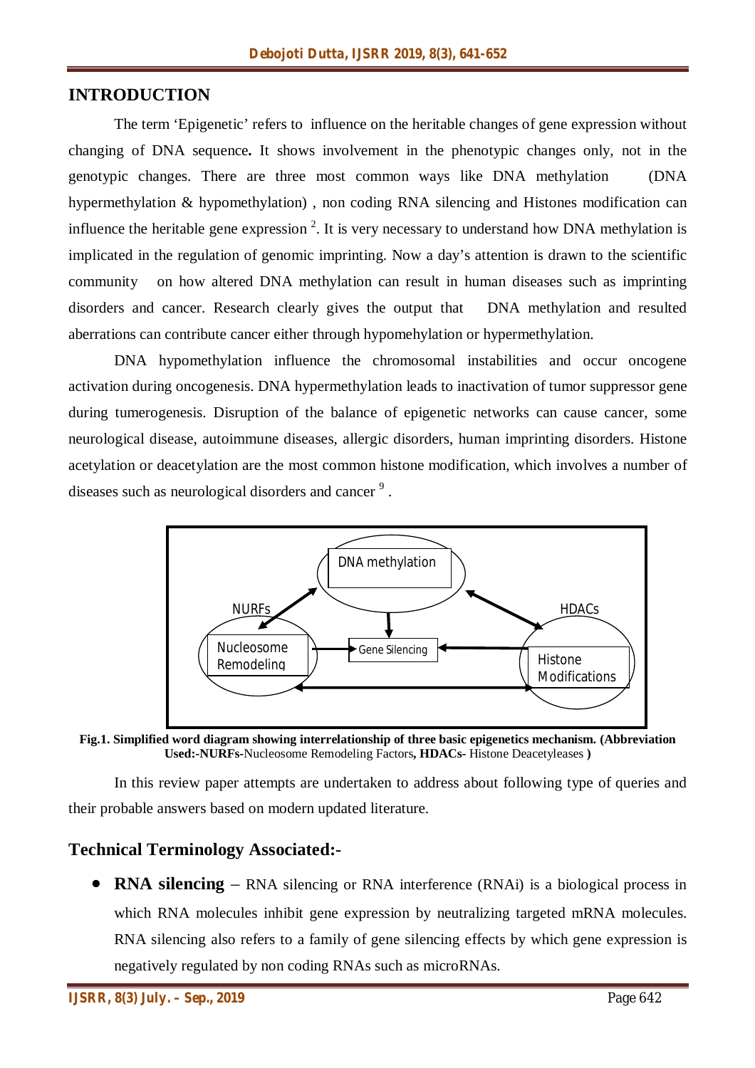## INTRODUCTION

The term 'Epigenetic' refers to influence on the heritable changes of gene expression without changing of DNA sequence**.** It shows involvement in the phenotypic changes only, not in the genotypic changes. There are three most common ways like DNA methylation (DNA hypermethylation & hypomethylation) , non coding RNA silencing and Histones modification can influence the heritable gene expression [2]. It is very necessary to understand how DNA methylation is implicated in the regulation of genomic imprinting. Now a day's attention is drawn to the scientific community on how altered DNA methylation can result in human diseases such as imprinting disorders and cancer. Research clearly gives the output that DNA methylation and resulted aberrations can contribute cancer either through hypomehylation or hypermethylation.

DNA hypomethylation influence the chromosomal instabilities and occur oncogene activation during oncogenesis. DNA hypermethylation leads to inactivation of tumor suppressor gene during tumerogenesis. Disruption of the balance of epigenetic networks can cause cancer, some neurological disease, autoimmune diseases, allergic disorders, human imprinting disorders. Histone acetylation or deacetylation are the most common histone modification, which involves a number of diseases such as neurological disorders and cancer [9] .

DNA methylation

NURFs

HDACs

Nucleosome Remodeling

Gene Silencing

Histone Modifications

**Fig.1. Simplified word diagram showing interrelationship of three basic epigenetics mechanism. (Abbreviation Used:-NURFs-**Nucleosome Remodeling Factors**, HDACs-** Histone Deacetyleases **)**

In this review paper attempts are undertaken to address about following type of queries and their probable answers based on modern updated literature.

## Technical Terminology Associated:-

- **RNA silencing** – RNA silencing or RNA interference (RNAi) is a biological process in which RNA molecules inhibit gene expression by neutralizing targeted mRNA molecules. RNA silencing also refers to a family of gene silencing effects by which gene expression is negatively regulated by non coding RNAs such as microRNAs.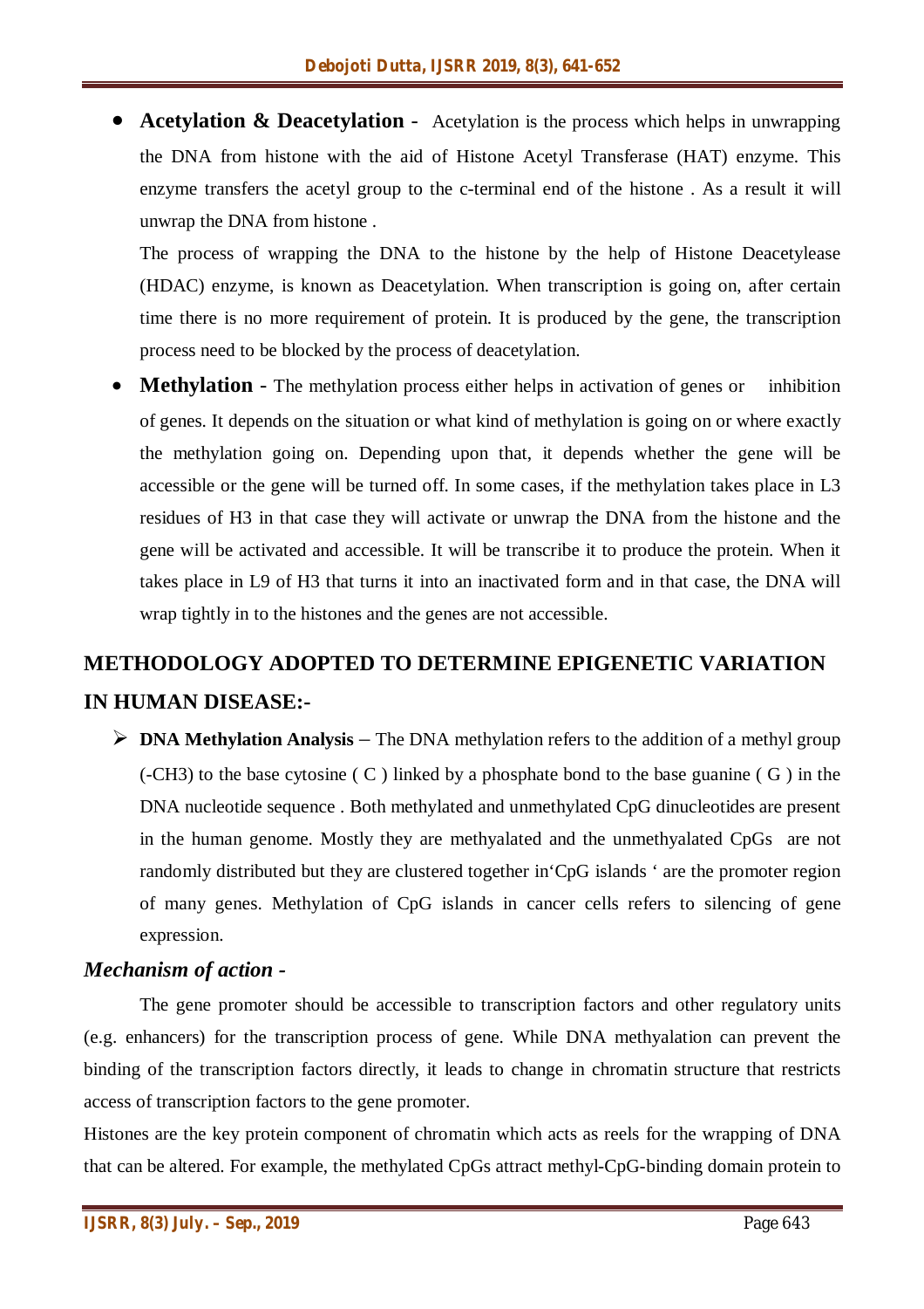- **Acetylation & Deacetylation** - Acetylation is the process which helps in unwrapping the DNA from histone with the aid of Histone Acetyl Transferase (HAT) enzyme. This enzyme transfers the acetyl group to the c-terminal end of the histone . As a result it will unwrap the DNA from histone .

  The process of wrapping the DNA to the histone by the help of Histone Deacetylease (HDAC) enzyme, is known as Deacetylation. When transcription is going on, after certain time there is no more requirement of protein. It is produced by the gene, the transcription process need to be blocked by the process of deacetylation.

- **Methylation** - The methylation process either helps in activation of genes or inhibition of genes. It depends on the situation or what kind of methylation is going on or where exactly the methylation going on. Depending upon that, it depends whether the gene will be accessible or the gene will be turned off. In some cases, if the methylation takes place in L3 residues of H3 in that case they will activate or unwrap the DNA from the histone and the gene will be activated and accessible. It will be transcribe it to produce the protein. When it takes place in L9 of H3 that turns it into an inactivated form and in that case, the DNA will wrap tightly in to the histones and the genes are not accessible.

## METHODOLOGY ADOPTED TO DETERMINE EPIGENETIC VARIATION IN HUMAN DISEASE:-

- **DNA Methylation Analysis** – The DNA methylation refers to the addition of a methyl group (-CH3) to the base cytosine ( C ) linked by a phosphate bond to the base guanine ( G ) in the DNA nucleotide sequence . Both methylated and unmethylated CpG dinucleotides are present in the human genome. Mostly they are methyalated and the unmethyalated CpGs are not randomly distributed but they are clustered together in'CpG islands ' are the promoter region of many genes. Methylation of CpG islands in cancer cells refers to silencing of gene expression.

### *Mechanism of action -*

The gene promoter should be accessible to transcription factors and other regulatory units (e.g. enhancers) for the transcription process of gene. While DNA methyalation can prevent the binding of the transcription factors directly, it leads to change in chromatin structure that restricts access of transcription factors to the gene promoter.

Histones are the key protein component of chromatin which acts as reels for the wrapping of DNA that can be altered. For example, the methylated CpGs attract methyl-CpG-binding domain protein to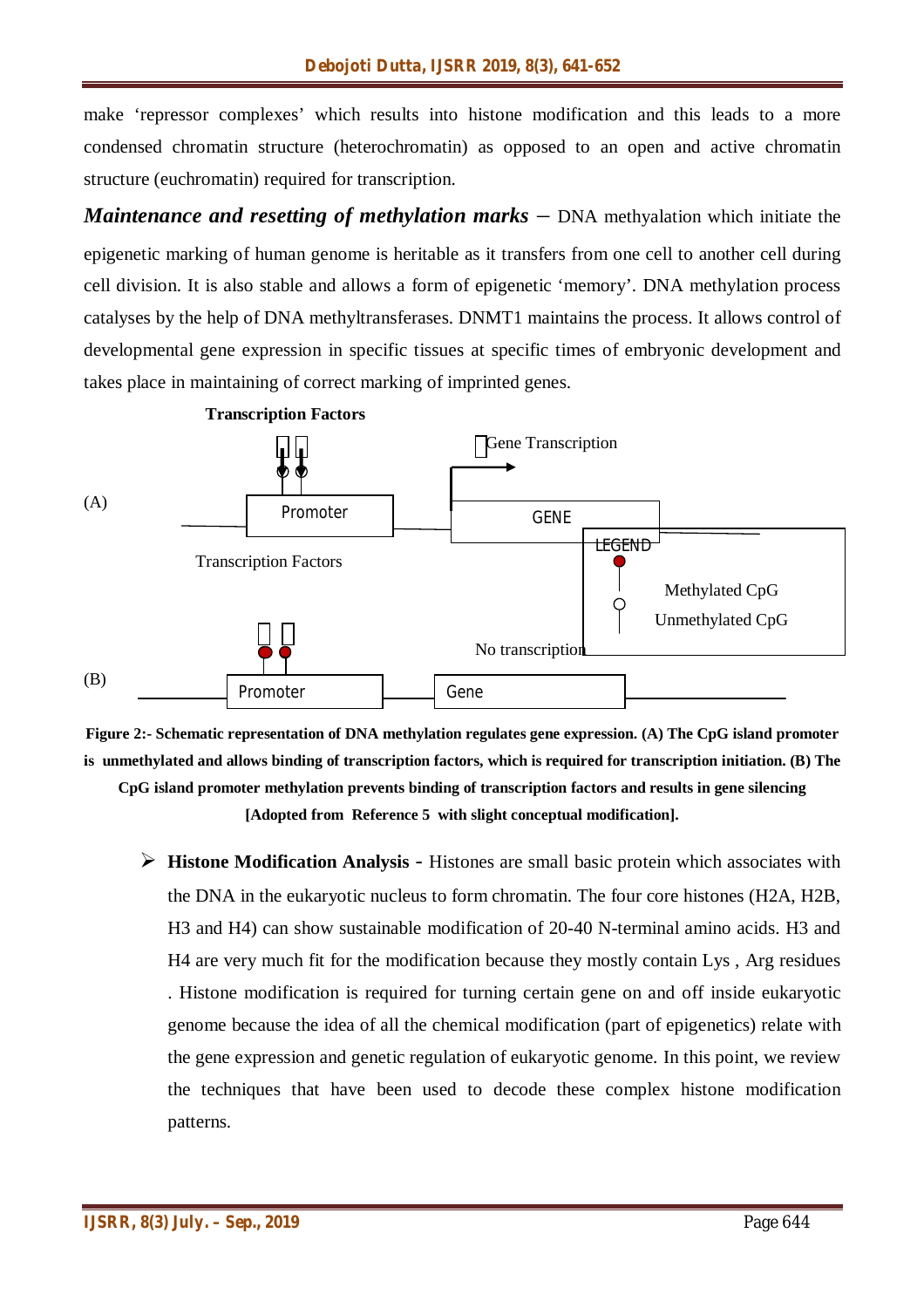make 'repressor complexes' which results into histone modification and this leads to a more condensed chromatin structure (heterochromatin) as opposed to an open and active chromatin structure (euchromatin) required for transcription.

***Maintenance and resetting of methylation marks*** – DNA methyalation which initiate the epigenetic marking of human genome is heritable as it transfers from one cell to another cell during cell division. It is also stable and allows a form of epigenetic 'memory'. DNA methylation process catalyses by the help of DNA methyltransferases. DNMT1 maintains the process. It allows control of developmental gene expression in specific tissues at specific times of embryonic development and takes place in maintaining of correct marking of imprinted genes.

**Transcription Factors**

Gene Transcription

(A)

Promoter

GENE

LEGEND

Transcription Factors

Methylated CpG

Unmethylated CpG

No transcription

(B)

Promoter

Gene

**Figure 2:- Schematic representation of DNA methylation regulates gene expression. (A) The CpG island promoter is unmethylated and allows binding of transcription factors, which is required for transcription initiation. (B) The CpG island promoter methylation prevents binding of transcription factors and results in gene silencing [Adopted from Reference 5 with slight conceptual modification].**

- **Histone Modification Analysis -** Histones are small basic protein which associates with the DNA in the eukaryotic nucleus to form chromatin. The four core histones (H2A, H2B, H3 and H4) can show sustainable modification of 20-40 N-terminal amino acids. H3 and H4 are very much fit for the modification because they mostly contain Lys , Arg residues . Histone modification is required for turning certain gene on and off inside eukaryotic genome because the idea of all the chemical modification (part of epigenetics) relate with the gene expression and genetic regulation of eukaryotic genome. In this point, we review the techniques that have been used to decode these complex histone modification patterns.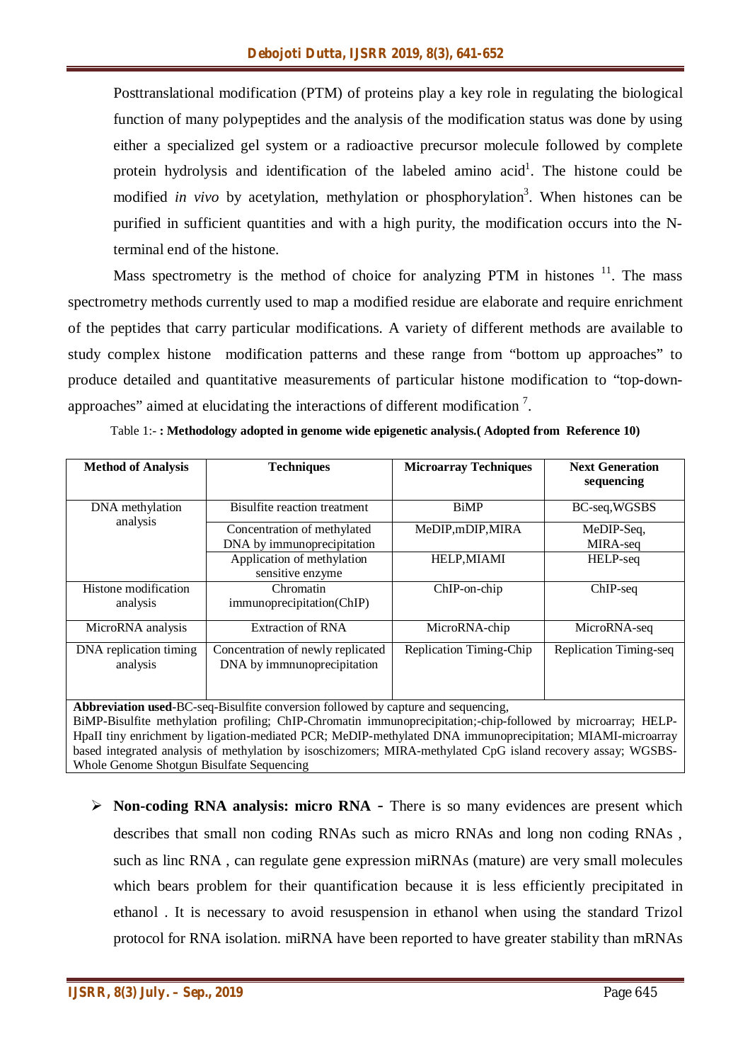Posttranslational modification (PTM) of proteins play a key role in regulating the biological function of many polypeptides and the analysis of the modification status was done by using either a specialized gel system or a radioactive precursor molecule followed by complete protein hydrolysis and identification of the labeled amino acid[1]. The histone could be modified *in vivo* by acetylation, methylation or phosphorylation[3]. When histones can be purified in sufficient quantities and with a high purity, the modification occurs into the N-terminal end of the histone.

Mass spectrometry is the method of choice for analyzing PTM in histones [11]. The mass spectrometry methods currently used to map a modified residue are elaborate and require enrichment of the peptides that carry particular modifications. A variety of different methods are available to study complex histone modification patterns and these range from "bottom up approaches" to produce detailed and quantitative measurements of particular histone modification to "top-down-approaches" aimed at elucidating the interactions of different modification [7].

Table 1:- **: Methodology adopted in genome wide epigenetic analysis.( Adopted from Reference 10)**

| **Method of Analysis** | **Techniques** | **Microarray Techniques** | **Next Generation sequencing** |
|---|---|---|---|
| DNA methylation analysis | Bisulfite reaction treatment | BiMP | BC-seq,WGSBS |
| | Concentration of methylated DNA by immunoprecipitation | MeDIP,mDIP,MIRA | MeDIP-Seq, MIRA-seq |
| | Application of methylation sensitive enzyme | HELP,MIAMI | HELP-seq |
| Histone modification analysis | Chromatin immunoprecipitation(ChIP) | ChIP-on-chip | ChIP-seq |
| MicroRNA analysis | Extraction of RNA | MicroRNA-chip | MicroRNA-seq |
| DNA replication timing analysis | Concentration of newly replicated DNA by immnunoprecipitation | Replication Timing-Chip | Replication Timing-seq |

**Abbreviation used**-BC-seq-Bisulfite conversion followed by capture and sequencing, BiMP-Bisulfite methylation profiling; ChIP-Chromatin immunoprecipitation;-chip-followed by microarray; HELP-HpaII tiny enrichment by ligation-mediated PCR; MeDIP-methylated DNA immunoprecipitation; MIAMI-microarray based integrated analysis of methylation by isoschizomers; MIRA-methylated CpG island recovery assay; WGSBS-Whole Genome Shotgun Bisulfate Sequencing

- **Non-coding RNA analysis: micro RNA** - There is so many evidences are present which describes that small non coding RNAs such as micro RNAs and long non coding RNAs , such as linc RNA , can regulate gene expression miRNAs (mature) are very small molecules which bears problem for their quantification because it is less efficiently precipitated in ethanol . It is necessary to avoid resuspension in ethanol when using the standard Trizol protocol for RNA isolation. miRNA have been reported to have greater stability than mRNAs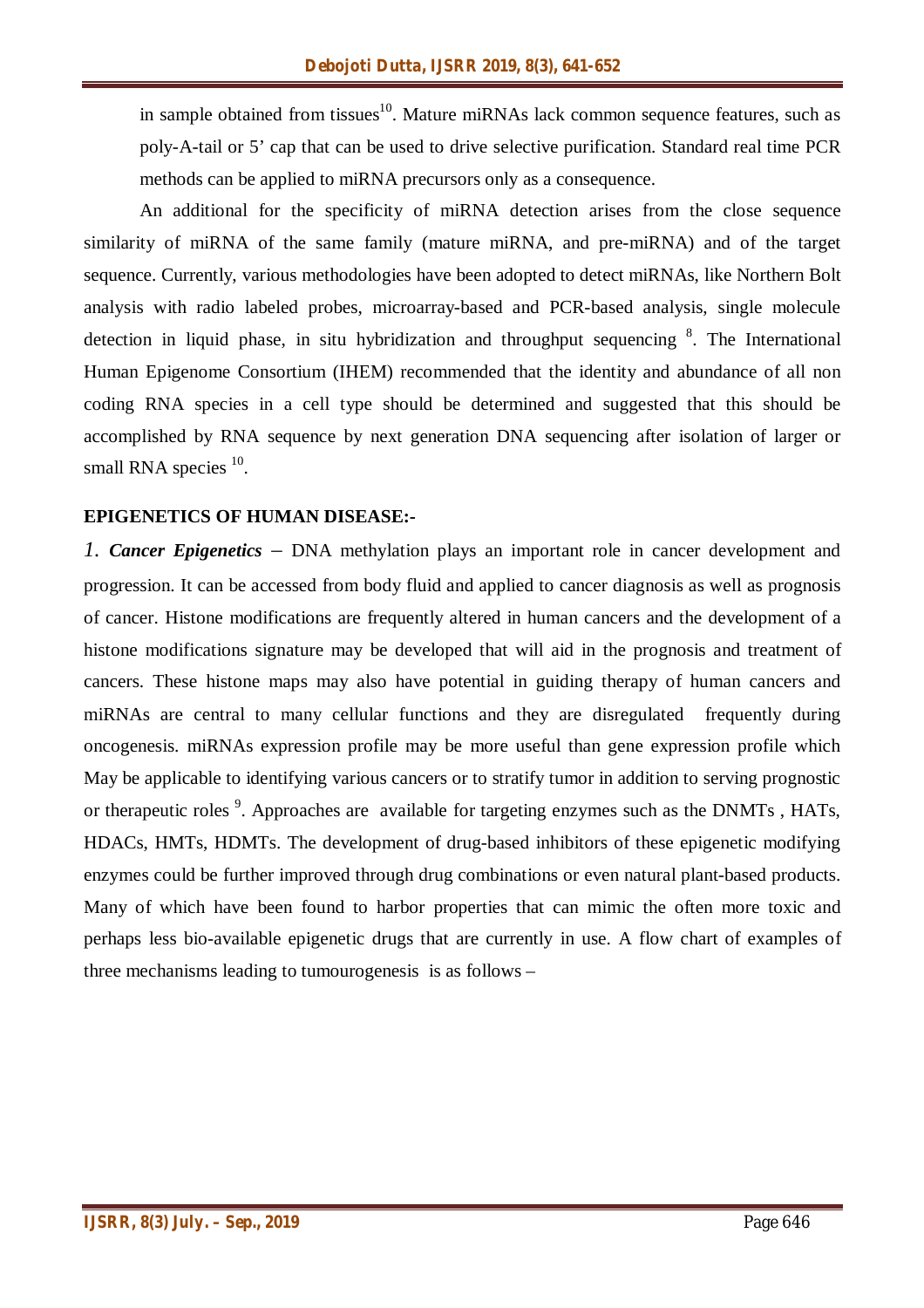in sample obtained from tissues[10]. Mature miRNAs lack common sequence features, such as poly-A-tail or 5' cap that can be used to drive selective purification. Standard real time PCR methods can be applied to miRNA precursors only as a consequence.

An additional for the specificity of miRNA detection arises from the close sequence similarity of miRNA of the same family (mature miRNA, and pre-miRNA) and of the target sequence. Currently, various methodologies have been adopted to detect miRNAs, like Northern Bolt analysis with radio labeled probes, microarray-based and PCR-based analysis, single molecule detection in liquid phase, in situ hybridization and throughput sequencing [8]. The International Human Epigenome Consortium (IHEM) recommended that the identity and abundance of all non coding RNA species in a cell type should be determined and suggested that this should be accomplished by RNA sequence by next generation DNA sequencing after isolation of larger or small RNA species [10].

## EPIGENETICS OF HUMAN DISEASE:-

*1. **Cancer Epigenetics*** – DNA methylation plays an important role in cancer development and progression. It can be accessed from body fluid and applied to cancer diagnosis as well as prognosis of cancer. Histone modifications are frequently altered in human cancers and the development of a histone modifications signature may be developed that will aid in the prognosis and treatment of cancers. These histone maps may also have potential in guiding therapy of human cancers and miRNAs are central to many cellular functions and they are disregulated frequently during oncogenesis. miRNAs expression profile may be more useful than gene expression profile which May be applicable to identifying various cancers or to stratify tumor in addition to serving prognostic or therapeutic roles [9]. Approaches are available for targeting enzymes such as the DNMTs , HATs, HDACs, HMTs, HDMTs. The development of drug-based inhibitors of these epigenetic modifying enzymes could be further improved through drug combinations or even natural plant-based products. Many of which have been found to harbor properties that can mimic the often more toxic and perhaps less bio-available epigenetic drugs that are currently in use. A flow chart of examples of three mechanisms leading to tumourogenesis is as follows –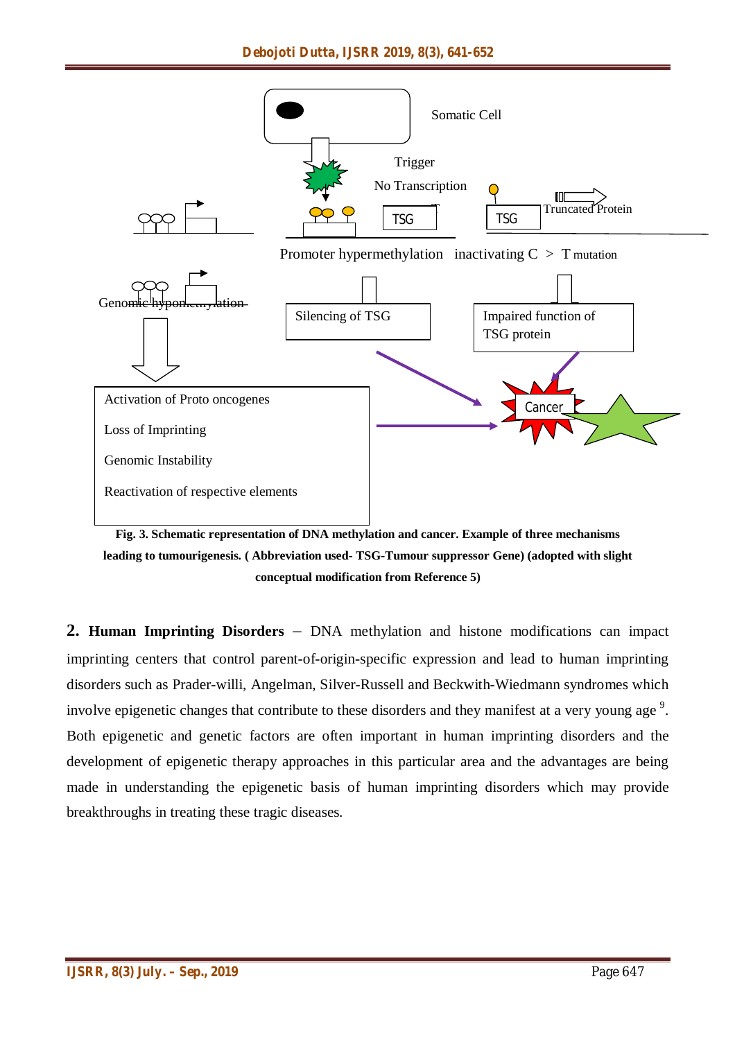**Fig. 3. Schematic representation of DNA methylation and cancer. Example of three mechanisms leading to tumourigenesis. ( Abbreviation used- TSG-Tumour suppressor Gene) (adopted with slight conceptual modification from Reference 5)**

**2. Human Imprinting Disorders** – DNA methylation and histone modifications can impact imprinting centers that control parent-of-origin-specific expression and lead to human imprinting disorders such as Prader-willi, Angelman, Silver-Russell and Beckwith-Wiedmann syndromes which involve epigenetic changes that contribute to these disorders and they manifest at a very young age [9]. Both epigenetic and genetic factors are often important in human imprinting disorders and the development of epigenetic therapy approaches in this particular area and the advantages are being made in understanding the epigenetic basis of human imprinting disorders which may provide breakthroughs in treating these tragic diseases.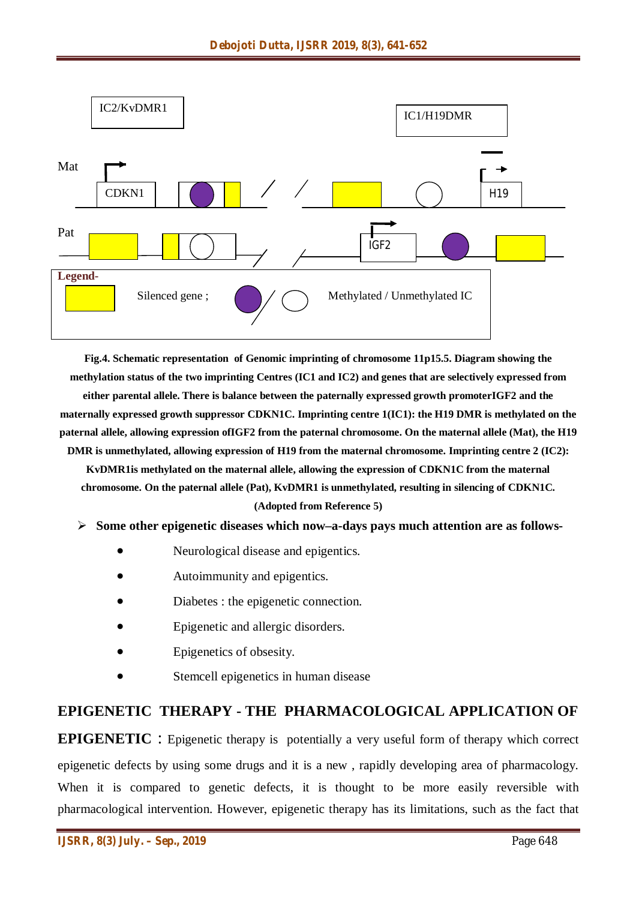IC2/KvDMR1

IC1/H19DMR

Mat

CDKN1

H19

Pat

IGF2

**Legend-**

Silenced gene ; Methylated / Unmethylated IC

**Fig.4. Schematic representation of Genomic imprinting of chromosome 11p15.5. Diagram showing the methylation status of the two imprinting Centres (IC1 and IC2) and genes that are selectively expressed from either parental allele. There is balance between the paternally expressed growth promoterIGF2 and the maternally expressed growth suppressor CDKN1C. Imprinting centre 1(IC1): the H19 DMR is methylated on the paternal allele, allowing expression ofIGF2 from the paternal chromosome. On the maternal allele (Mat), the H19 DMR is unmethylated, allowing expression of H19 from the maternal chromosome. Imprinting centre 2 (IC2): KvDMR1is methylated on the maternal allele, allowing the expression of CDKN1C from the maternal chromosome. On the paternal allele (Pat), KvDMR1 is unmethylated, resulting in silencing of CDKN1C. (Adopted from Reference 5)**

➢ **Some other epigenetic diseases which now–a-days pays much attention are as follows-**

- Neurological disease and epigentics.
- Autoimmunity and epigentics.
- Diabetes : the epigenetic connection.
- Epigenetic and allergic disorders.
- Epigenetics of obsesity.
- Stemcell epigenetics in human disease

**EPIGENETIC THERAPY - THE PHARMACOLOGICAL APPLICATION OF EPIGENETIC** : Epigenetic therapy is potentially a very useful form of therapy which correct epigenetic defects by using some drugs and it is a new , rapidly developing area of pharmacology. When it is compared to genetic defects, it is thought to be more easily reversible with pharmacological intervention. However, epigenetic therapy has its limitations, such as the fact that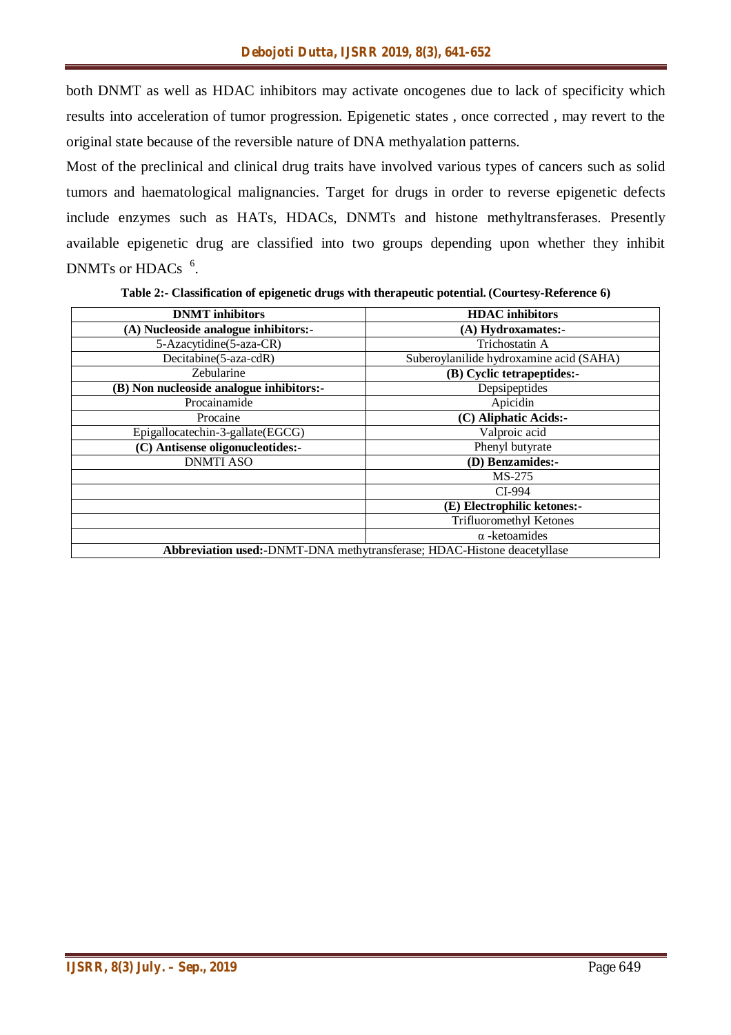both DNMT as well as HDAC inhibitors may activate oncogenes due to lack of specificity which results into acceleration of tumor progression. Epigenetic states , once corrected , may revert to the original state because of the reversible nature of DNA methyalation patterns.

Most of the preclinical and clinical drug traits have involved various types of cancers such as solid tumors and haematological malignancies. Target for drugs in order to reverse epigenetic defects include enzymes such as HATs, HDACs, DNMTs and histone methyltransferases. Presently available epigenetic drug are classified into two groups depending upon whether they inhibit DNMTs or HDACs [6].

**Table 2:- Classification of epigenetic drugs with therapeutic potential. (Courtesy-Reference 6)**

| DNMT inhibitors | HDAC inhibitors |
|---|---|
| **(A) Nucleoside analogue inhibitors:-** | **(A) Hydroxamates:-** |
| 5-Azacytidine(5-aza-CR) | Trichostatin A |
| Decitabine(5-aza-cdR) | Suberoylanilide hydroxamine acid (SAHA) |
| Zebularine | **(B) Cyclic tetrapeptides:-** |
| **(B) Non nucleoside analogue inhibitors:-** | Depsipeptides |
| Procainamide | Apicidin |
| Procaine | **(C) Aliphatic Acids:-** |
| Epigallocatechin-3-gallate(EGCG) | Valproic acid |
| **(C) Antisense oligonucleotides:-** | Phenyl butyrate |
| DNMTI ASO | **(D) Benzamides:-** |
| | MS-275 |
| | CI-994 |
| | **(E) Electrophilic ketones:-** |
| | Trifluoromethyl Ketones |
| | α -ketoamides |
| **Abbreviation used:-**DNMT-DNA methytransferase; HDAC-Histone deacetyllase | |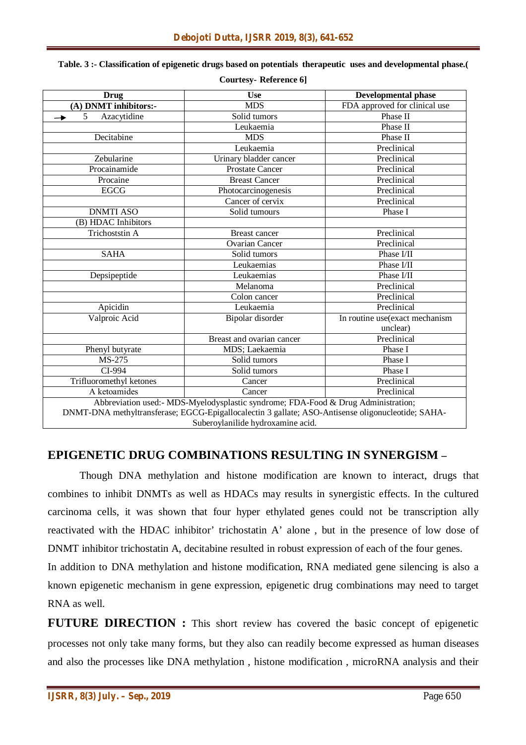**Table. 3 :- Classification of epigenetic drugs based on potentials therapeutic uses and developmental phase.( Courtesy- Reference 6]**

| Drug | Use | Developmental phase |
|---|---|---|
| **(A) DNMT inhibitors:-** | MDS | FDA approved for clinical use |
| → 5 Azacytidine | Solid tumors | Phase II |
| | Leukaemia | Phase II |
| Decitabine | MDS | Phase II |
| | Leukaemia | Preclinical |
| Zebularine | Urinary bladder cancer | Preclinical |
| Procainamide | Prostate Cancer | Preclinical |
| Procaine | Breast Cancer | Preclinical |
| EGCG | Photocarcinogenesis | Preclinical |
| | Cancer of cervix | Preclinical |
| DNMTI ASO | Solid tumours | Phase I |
| (B) HDAC Inhibitors | | |
| Trichoststin A | Breast cancer | Preclinical |
| | Ovarian Cancer | Preclinical |
| SAHA | Solid tumors | Phase I/II |
| | Leukaemias | Phase I/II |
| Depsipeptide | Leukaemias | Phase I/II |
| | Melanoma | Preclinical |
| | Colon cancer | Preclinical |
| Apicidin | Leukaemia | Preclinical |
| Valproic Acid | Bipolar disorder | In routine use(exact mechanism unclear) |
| | Breast and ovarian cancer | Preclinical |
| Phenyl butyrate | MDS; Laekaemia | Phase I |
| MS-275 | Solid tumors | Phase I |
| CI-994 | Solid tumors | Phase I |
| Trifluoromethyl ketones | Cancer | Preclinical |
| A ketoamides | Cancer | Preclinical |

Abbreviation used:- MDS-Myelodysplastic syndrome; FDA-Food & Drug Administration; DNMT-DNA methyltransferase; EGCG-Epigallocalectin 3 gallate; ASO-Antisense oligonucleotide; SAHA-Suberoylanilide hydroxamine acid.

## EPIGENETIC DRUG COMBINATIONS RESULTING IN SYNERGISM –

Though DNA methylation and histone modification are known to interact, drugs that combines to inhibit DNMTs as well as HDACs may results in synergistic effects. In the cultured carcinoma cells, it was shown that four hyper ethylated genes could not be transcription ally reactivated with the HDAC inhibitor' trichostatin A' alone , but in the presence of low dose of DNMT inhibitor trichostatin A, decitabine resulted in robust expression of each of the four genes.

In addition to DNA methylation and histone modification, RNA mediated gene silencing is also a known epigenetic mechanism in gene expression, epigenetic drug combinations may need to target RNA as well.

**FUTURE DIRECTION :** This short review has covered the basic concept of epigenetic processes not only take many forms, but they also can readily become expressed as human diseases and also the processes like DNA methylation , histone modification , microRNA analysis and their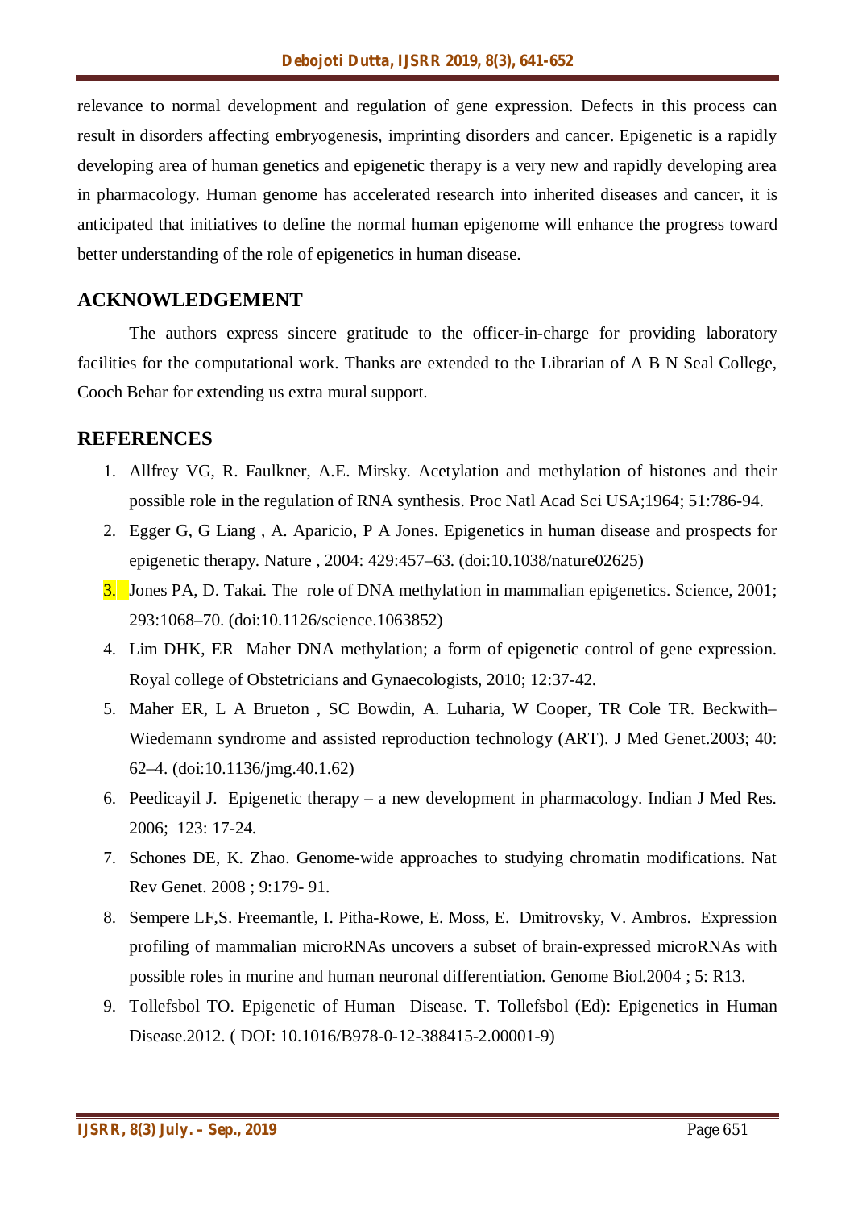relevance to normal development and regulation of gene expression. Defects in this process can result in disorders affecting embryogenesis, imprinting disorders and cancer. Epigenetic is a rapidly developing area of human genetics and epigenetic therapy is a very new and rapidly developing area in pharmacology. Human genome has accelerated research into inherited diseases and cancer, it is anticipated that initiatives to define the normal human epigenome will enhance the progress toward better understanding of the role of epigenetics in human disease.

## ACKNOWLEDGEMENT

The authors express sincere gratitude to the officer-in-charge for providing laboratory facilities for the computational work. Thanks are extended to the Librarian of A B N Seal College, Cooch Behar for extending us extra mural support.

## REFERENCES

1. Allfrey VG, R. Faulkner, A.E. Mirsky. Acetylation and methylation of histones and their possible role in the regulation of RNA synthesis. Proc Natl Acad Sci USA;1964; 51:786-94.
2. Egger G, G Liang , A. Aparicio, P A Jones. Epigenetics in human disease and prospects for epigenetic therapy. Nature , 2004: 429:457–63. (doi:10.1038/nature02625)
3. Jones PA, D. Takai. The role of DNA methylation in mammalian epigenetics. Science, 2001; 293:1068–70. (doi:10.1126/science.1063852)
4. Lim DHK, ER Maher DNA methylation; a form of epigenetic control of gene expression. Royal college of Obstetricians and Gynaecologists, 2010; 12:37-42.
5. Maher ER, L A Brueton , SC Bowdin, A. Luharia, W Cooper, TR Cole TR. Beckwith–Wiedemann syndrome and assisted reproduction technology (ART). J Med Genet.2003; 40: 62–4. (doi:10.1136/jmg.40.1.62)
6. Peedicayil J. Epigenetic therapy – a new development in pharmacology. Indian J Med Res. 2006; 123: 17-24.
7. Schones DE, K. Zhao. Genome-wide approaches to studying chromatin modifications. Nat Rev Genet. 2008 ; 9:179- 91.
8. Sempere LF,S. Freemantle, I. Pitha-Rowe, E. Moss, E. Dmitrovsky, V. Ambros. Expression profiling of mammalian microRNAs uncovers a subset of brain-expressed microRNAs with possible roles in murine and human neuronal differentiation. Genome Biol.2004 ; 5: R13.
9. Tollefsbol TO. Epigenetic of Human Disease. T. Tollefsbol (Ed): Epigenetics in Human Disease.2012. ( DOI: 10.1016/B978-0-12-388415-2.00001-9)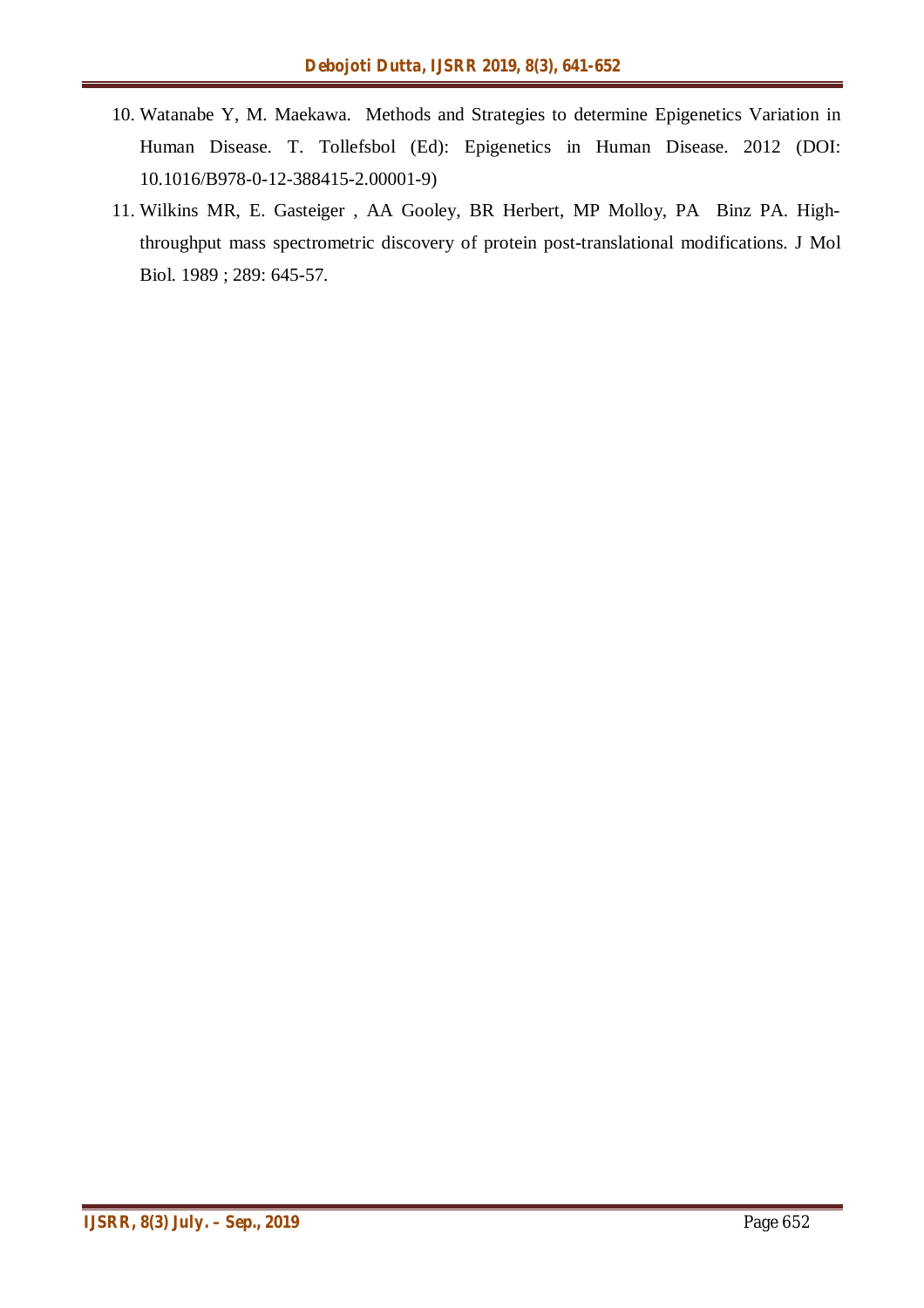10. Watanabe Y, M. Maekawa. Methods and Strategies to determine Epigenetics Variation in Human Disease. T. Tollefsbol (Ed): Epigenetics in Human Disease. 2012 (DOI: 10.1016/B978-0-12-388415-2.00001-9)
11. Wilkins MR, E. Gasteiger , AA Gooley, BR Herbert, MP Molloy, PA Binz PA. High-throughput mass spectrometric discovery of protein post-translational modifications. J Mol Biol. 1989 ; 289: 645-57.